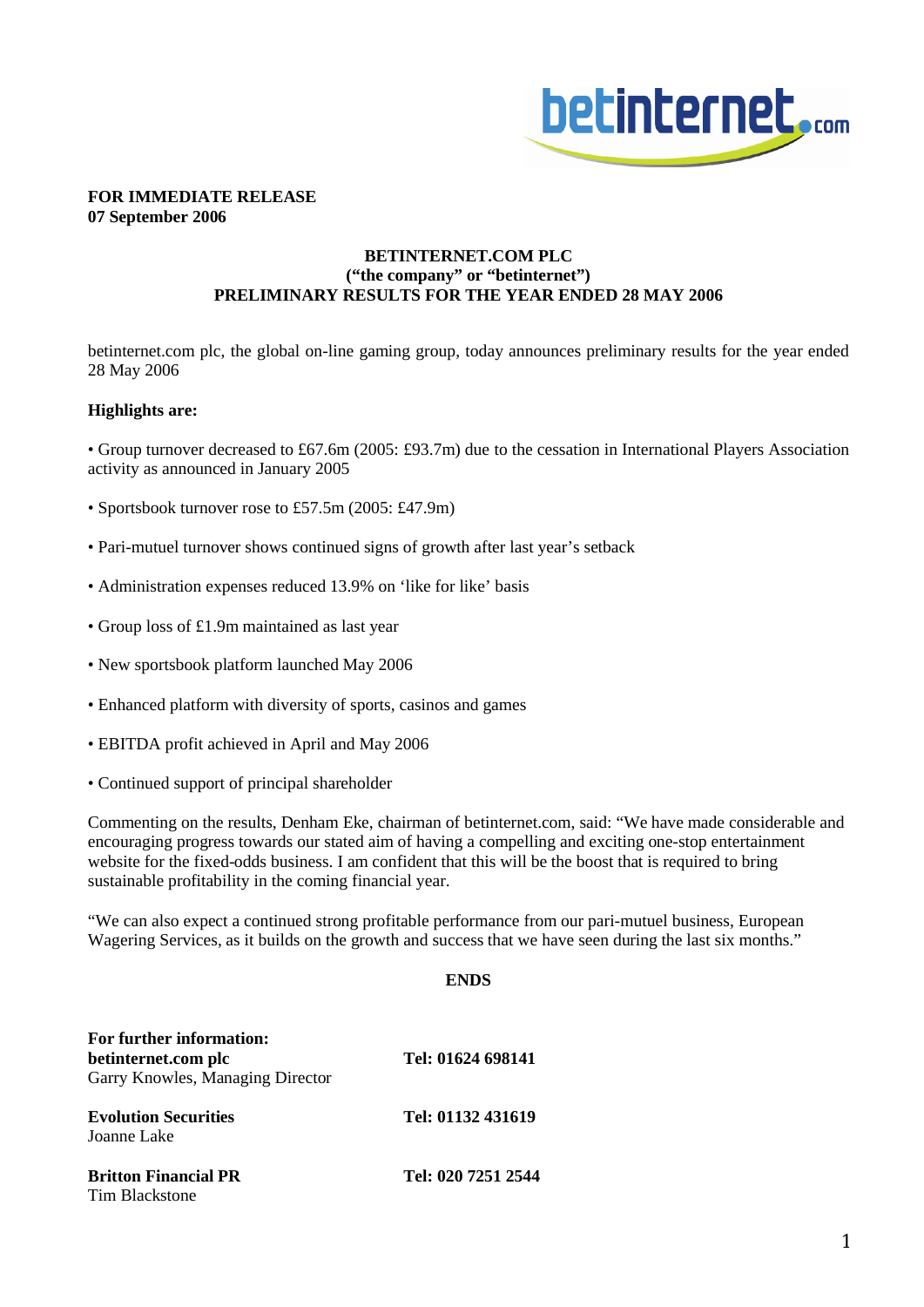**FOR IMMEDIATE RELEASE**
**07 September 2006**

**BETINTERNET.COM PLC**
**("the company" or "betinternet")**
**PRELIMINARY RESULTS FOR THE YEAR ENDED 28 MAY 2006**

betinternet.com plc, the global on-line gaming group, today announces preliminary results for the year ended 28 May 2006

**Highlights are:**

- Group turnover decreased to £67.6m (2005: £93.7m) due to the cessation in International Players Association activity as announced in January 2005
- Sportsbook turnover rose to £57.5m (2005: £47.9m)
- Pari-mutuel turnover shows continued signs of growth after last year's setback
- Administration expenses reduced 13.9% on 'like for like' basis
- Group loss of £1.9m maintained as last year
- New sportsbook platform launched May 2006
- Enhanced platform with diversity of sports, casinos and games
- EBITDA profit achieved in April and May 2006
- Continued support of principal shareholder

Commenting on the results, Denham Eke, chairman of betinternet.com, said: "We have made considerable and encouraging progress towards our stated aim of having a compelling and exciting one-stop entertainment website for the fixed-odds business. I am confident that this will be the boost that is required to bring sustainable profitability in the coming financial year.

"We can also expect a continued strong profitable performance from our pari-mutuel business, European Wagering Services, as it builds on the growth and success that we have seen during the last six months."

**ENDS**

| **For further information:** **betinternet.com plc** Garry Knowles, Managing Director | **Tel: 01624 698141** |
|---|---|
| **Evolution Securities** Joanne Lake | **Tel: 01132 431619** |
| **Britton Financial PR** Tim Blackstone | **Tel: 020 7251 2544** |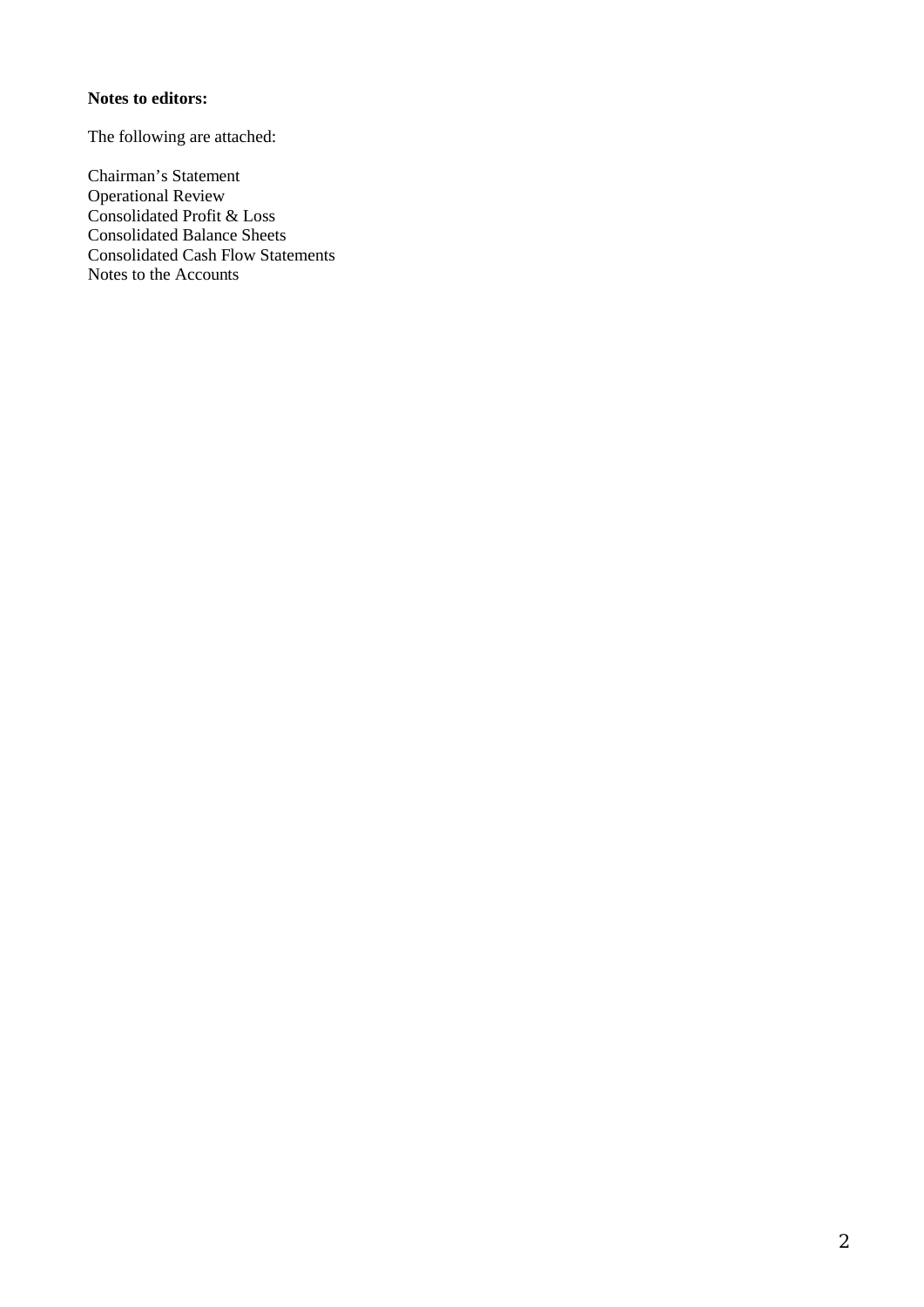**Notes to editors:**

The following are attached:

Chairman’s Statement  
Operational Review  
Consolidated Profit & Loss  
Consolidated Balance Sheets  
Consolidated Cash Flow Statements  
Notes to the Accounts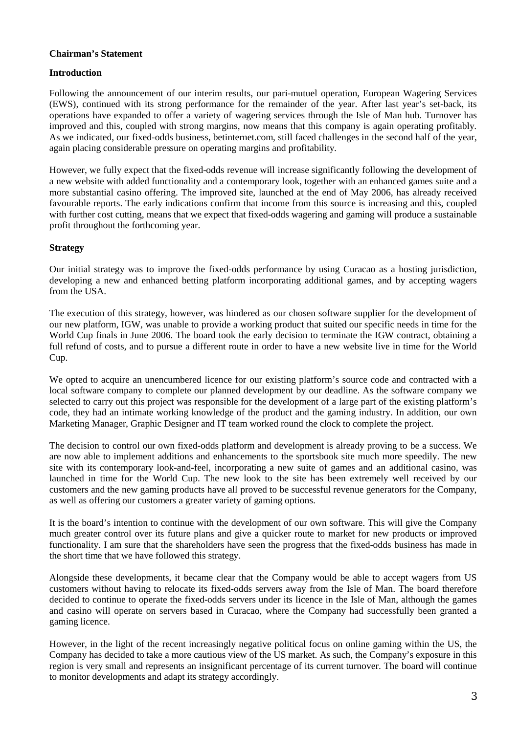**Chairman's Statement**

**Introduction**

Following the announcement of our interim results, our pari-mutuel operation, European Wagering Services (EWS), continued with its strong performance for the remainder of the year. After last year's set-back, its operations have expanded to offer a variety of wagering services through the Isle of Man hub. Turnover has improved and this, coupled with strong margins, now means that this company is again operating profitably. As we indicated, our fixed-odds business, betinternet.com, still faced challenges in the second half of the year, again placing considerable pressure on operating margins and profitability.

However, we fully expect that the fixed-odds revenue will increase significantly following the development of a new website with added functionality and a contemporary look, together with an enhanced games suite and a more substantial casino offering. The improved site, launched at the end of May 2006, has already received favourable reports. The early indications confirm that income from this source is increasing and this, coupled with further cost cutting, means that we expect that fixed-odds wagering and gaming will produce a sustainable profit throughout the forthcoming year.

**Strategy**

Our initial strategy was to improve the fixed-odds performance by using Curacao as a hosting jurisdiction, developing a new and enhanced betting platform incorporating additional games, and by accepting wagers from the USA.

The execution of this strategy, however, was hindered as our chosen software supplier for the development of our new platform, IGW, was unable to provide a working product that suited our specific needs in time for the World Cup finals in June 2006. The board took the early decision to terminate the IGW contract, obtaining a full refund of costs, and to pursue a different route in order to have a new website live in time for the World Cup.

We opted to acquire an unencumbered licence for our existing platform's source code and contracted with a local software company to complete our planned development by our deadline. As the software company we selected to carry out this project was responsible for the development of a large part of the existing platform's code, they had an intimate working knowledge of the product and the gaming industry. In addition, our own Marketing Manager, Graphic Designer and IT team worked round the clock to complete the project.

The decision to control our own fixed-odds platform and development is already proving to be a success. We are now able to implement additions and enhancements to the sportsbook site much more speedily. The new site with its contemporary look-and-feel, incorporating a new suite of games and an additional casino, was launched in time for the World Cup. The new look to the site has been extremely well received by our customers and the new gaming products have all proved to be successful revenue generators for the Company, as well as offering our customers a greater variety of gaming options.

It is the board's intention to continue with the development of our own software. This will give the Company much greater control over its future plans and give a quicker route to market for new products or improved functionality. I am sure that the shareholders have seen the progress that the fixed-odds business has made in the short time that we have followed this strategy.

Alongside these developments, it became clear that the Company would be able to accept wagers from US customers without having to relocate its fixed-odds servers away from the Isle of Man. The board therefore decided to continue to operate the fixed-odds servers under its licence in the Isle of Man, although the games and casino will operate on servers based in Curacao, where the Company had successfully been granted a gaming licence.

However, in the light of the recent increasingly negative political focus on online gaming within the US, the Company has decided to take a more cautious view of the US market. As such, the Company's exposure in this region is very small and represents an insignificant percentage of its current turnover. The board will continue to monitor developments and adapt its strategy accordingly.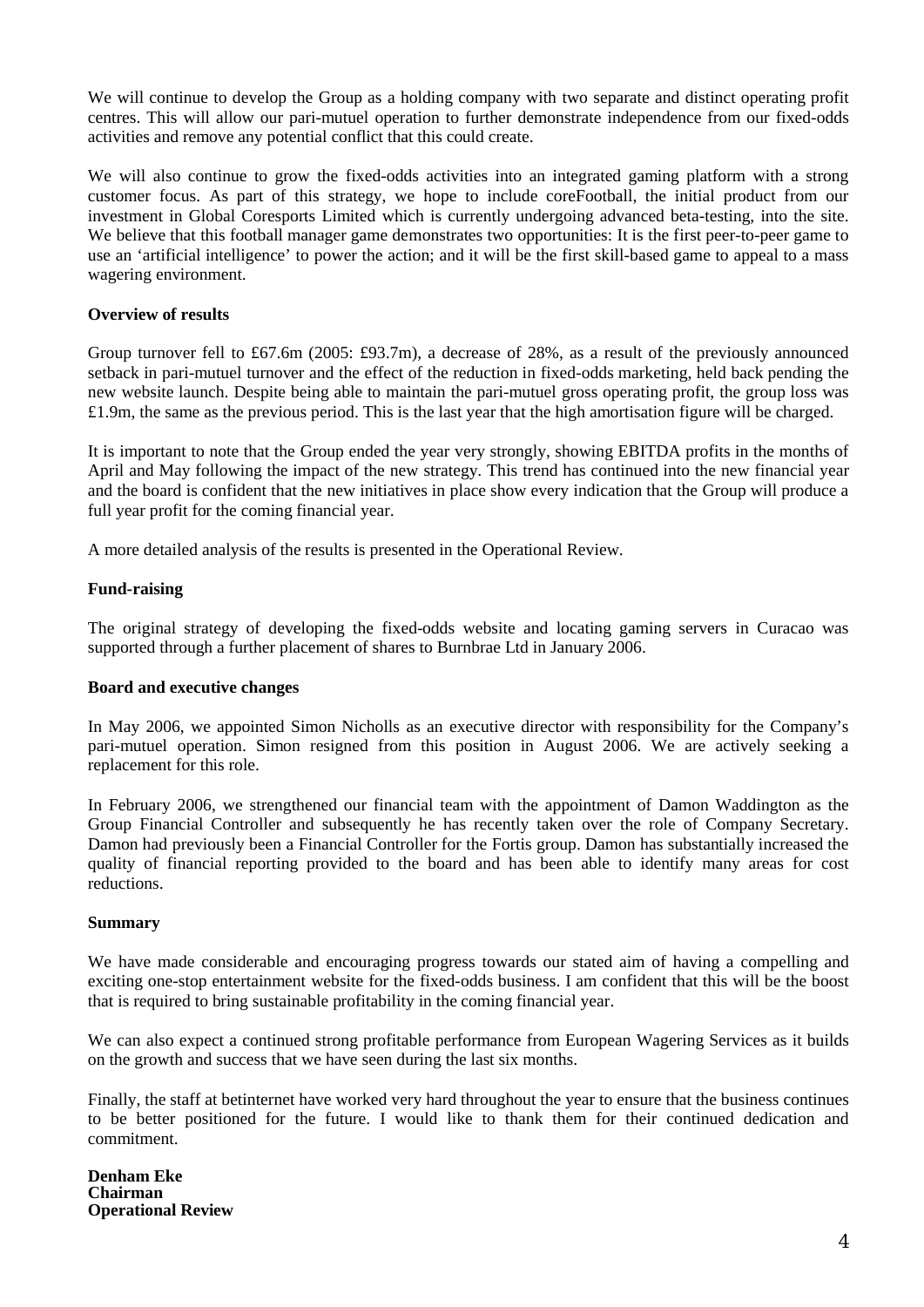We will continue to develop the Group as a holding company with two separate and distinct operating profit centres. This will allow our pari-mutuel operation to further demonstrate independence from our fixed-odds activities and remove any potential conflict that this could create.

We will also continue to grow the fixed-odds activities into an integrated gaming platform with a strong customer focus. As part of this strategy, we hope to include coreFootball, the initial product from our investment in Global Coresports Limited which is currently undergoing advanced beta-testing, into the site. We believe that this football manager game demonstrates two opportunities: It is the first peer-to-peer game to use an 'artificial intelligence' to power the action; and it will be the first skill-based game to appeal to a mass wagering environment.

**Overview of results**

Group turnover fell to £67.6m (2005: £93.7m), a decrease of 28%, as a result of the previously announced setback in pari-mutuel turnover and the effect of the reduction in fixed-odds marketing, held back pending the new website launch. Despite being able to maintain the pari-mutuel gross operating profit, the group loss was £1.9m, the same as the previous period. This is the last year that the high amortisation figure will be charged.

It is important to note that the Group ended the year very strongly, showing EBITDA profits in the months of April and May following the impact of the new strategy. This trend has continued into the new financial year and the board is confident that the new initiatives in place show every indication that the Group will produce a full year profit for the coming financial year.

A more detailed analysis of the results is presented in the Operational Review.

**Fund-raising**

The original strategy of developing the fixed-odds website and locating gaming servers in Curacao was supported through a further placement of shares to Burnbrae Ltd in January 2006.

**Board and executive changes**

In May 2006, we appointed Simon Nicholls as an executive director with responsibility for the Company's pari-mutuel operation. Simon resigned from this position in August 2006. We are actively seeking a replacement for this role.

In February 2006, we strengthened our financial team with the appointment of Damon Waddington as the Group Financial Controller and subsequently he has recently taken over the role of Company Secretary. Damon had previously been a Financial Controller for the Fortis group. Damon has substantially increased the quality of financial reporting provided to the board and has been able to identify many areas for cost reductions.

**Summary**

We have made considerable and encouraging progress towards our stated aim of having a compelling and exciting one-stop entertainment website for the fixed-odds business. I am confident that this will be the boost that is required to bring sustainable profitability in the coming financial year.

We can also expect a continued strong profitable performance from European Wagering Services as it builds on the growth and success that we have seen during the last six months.

Finally, the staff at betinternet have worked very hard throughout the year to ensure that the business continues to be better positioned for the future. I would like to thank them for their continued dedication and commitment.

**Denham Eke**
**Chairman**

**Operational Review**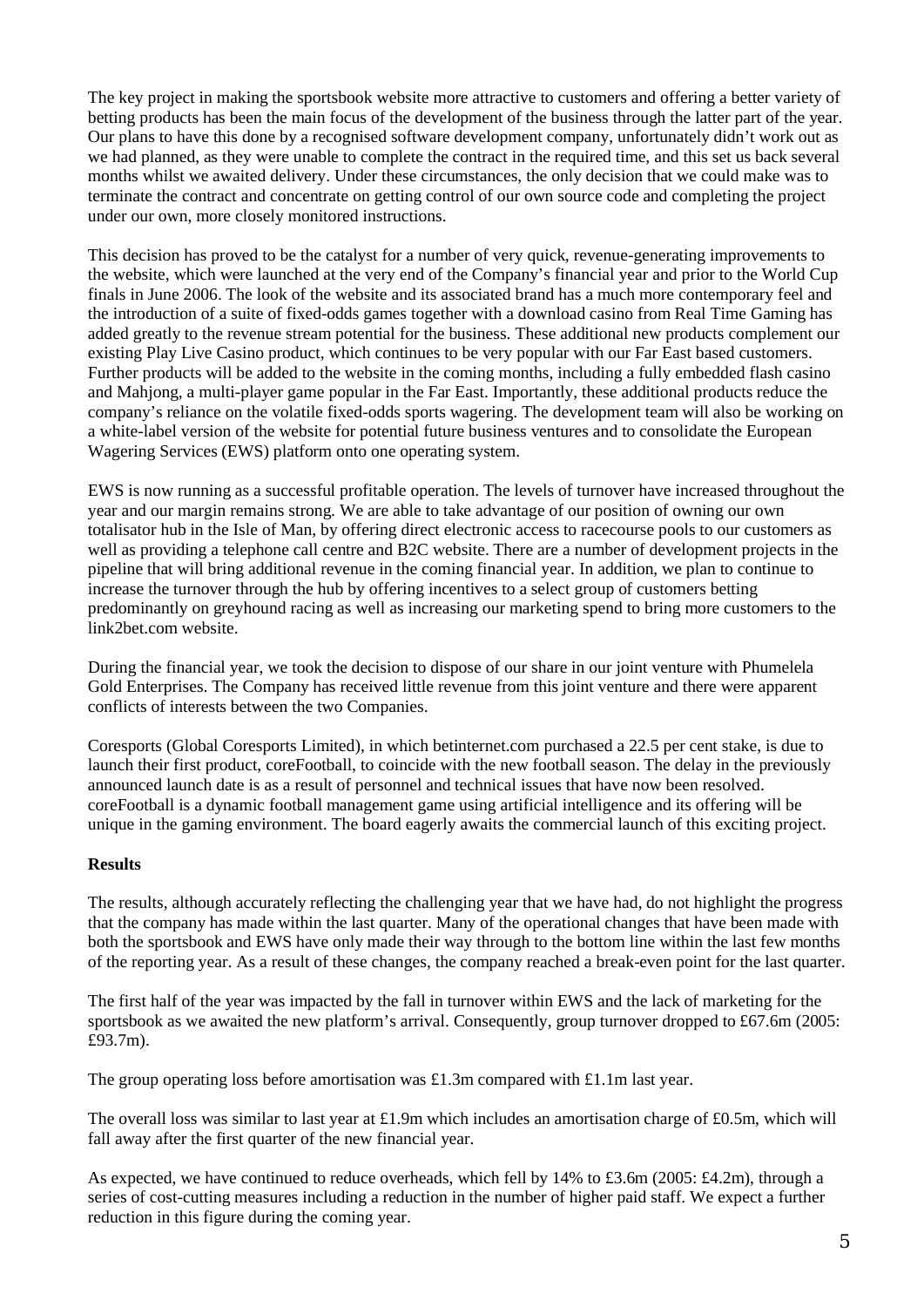The key project in making the sportsbook website more attractive to customers and offering a better variety of betting products has been the main focus of the development of the business through the latter part of the year. Our plans to have this done by a recognised software development company, unfortunately didn't work out as we had planned, as they were unable to complete the contract in the required time, and this set us back several months whilst we awaited delivery. Under these circumstances, the only decision that we could make was to terminate the contract and concentrate on getting control of our own source code and completing the project under our own, more closely monitored instructions.

This decision has proved to be the catalyst for a number of very quick, revenue-generating improvements to the website, which were launched at the very end of the Company's financial year and prior to the World Cup finals in June 2006. The look of the website and its associated brand has a much more contemporary feel and the introduction of a suite of fixed-odds games together with a download casino from Real Time Gaming has added greatly to the revenue stream potential for the business. These additional new products complement our existing Play Live Casino product, which continues to be very popular with our Far East based customers. Further products will be added to the website in the coming months, including a fully embedded flash casino and Mahjong, a multi-player game popular in the Far East. Importantly, these additional products reduce the company's reliance on the volatile fixed-odds sports wagering. The development team will also be working on a white-label version of the website for potential future business ventures and to consolidate the European Wagering Services (EWS) platform onto one operating system.

EWS is now running as a successful profitable operation. The levels of turnover have increased throughout the year and our margin remains strong. We are able to take advantage of our position of owning our own totalisator hub in the Isle of Man, by offering direct electronic access to racecourse pools to our customers as well as providing a telephone call centre and B2C website. There are a number of development projects in the pipeline that will bring additional revenue in the coming financial year. In addition, we plan to continue to increase the turnover through the hub by offering incentives to a select group of customers betting predominantly on greyhound racing as well as increasing our marketing spend to bring more customers to the link2bet.com website.

During the financial year, we took the decision to dispose of our share in our joint venture with Phumelela Gold Enterprises. The Company has received little revenue from this joint venture and there were apparent conflicts of interests between the two Companies.

Coresports (Global Coresports Limited), in which betinternet.com purchased a 22.5 per cent stake, is due to launch their first product, coreFootball, to coincide with the new football season. The delay in the previously announced launch date is as a result of personnel and technical issues that have now been resolved. coreFootball is a dynamic football management game using artificial intelligence and its offering will be unique in the gaming environment. The board eagerly awaits the commercial launch of this exciting project.

**Results**

The results, although accurately reflecting the challenging year that we have had, do not highlight the progress that the company has made within the last quarter. Many of the operational changes that have been made with both the sportsbook and EWS have only made their way through to the bottom line within the last few months of the reporting year. As a result of these changes, the company reached a break-even point for the last quarter.

The first half of the year was impacted by the fall in turnover within EWS and the lack of marketing for the sportsbook as we awaited the new platform's arrival. Consequently, group turnover dropped to £67.6m (2005: £93.7m).

The group operating loss before amortisation was £1.3m compared with £1.1m last year.

The overall loss was similar to last year at £1.9m which includes an amortisation charge of £0.5m, which will fall away after the first quarter of the new financial year.

As expected, we have continued to reduce overheads, which fell by 14% to £3.6m (2005: £4.2m), through a series of cost-cutting measures including a reduction in the number of higher paid staff. We expect a further reduction in this figure during the coming year.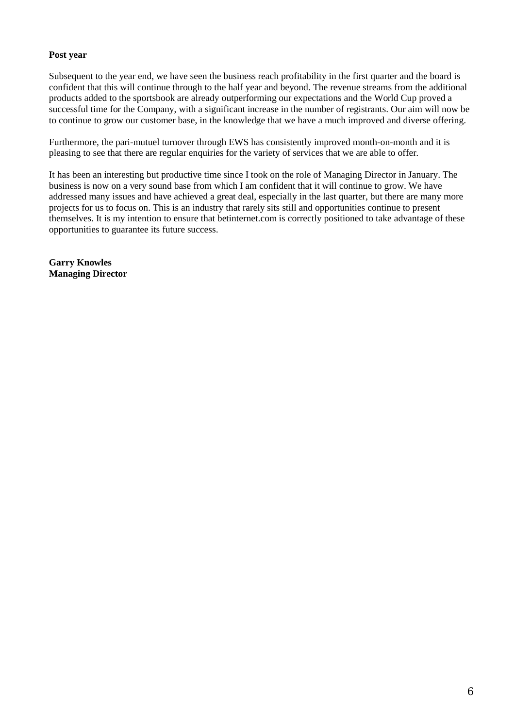**Post year**

Subsequent to the year end, we have seen the business reach profitability in the first quarter and the board is confident that this will continue through to the half year and beyond. The revenue streams from the additional products added to the sportsbook are already outperforming our expectations and the World Cup proved a successful time for the Company, with a significant increase in the number of registrants. Our aim will now be to continue to grow our customer base, in the knowledge that we have a much improved and diverse offering.

Furthermore, the pari-mutuel turnover through EWS has consistently improved month-on-month and it is pleasing to see that there are regular enquiries for the variety of services that we are able to offer.

It has been an interesting but productive time since I took on the role of Managing Director in January. The business is now on a very sound base from which I am confident that it will continue to grow. We have addressed many issues and have achieved a great deal, especially in the last quarter, but there are many more projects for us to focus on. This is an industry that rarely sits still and opportunities continue to present themselves. It is my intention to ensure that betinternet.com is correctly positioned to take advantage of these opportunities to guarantee its future success.

**Garry Knowles**
**Managing Director**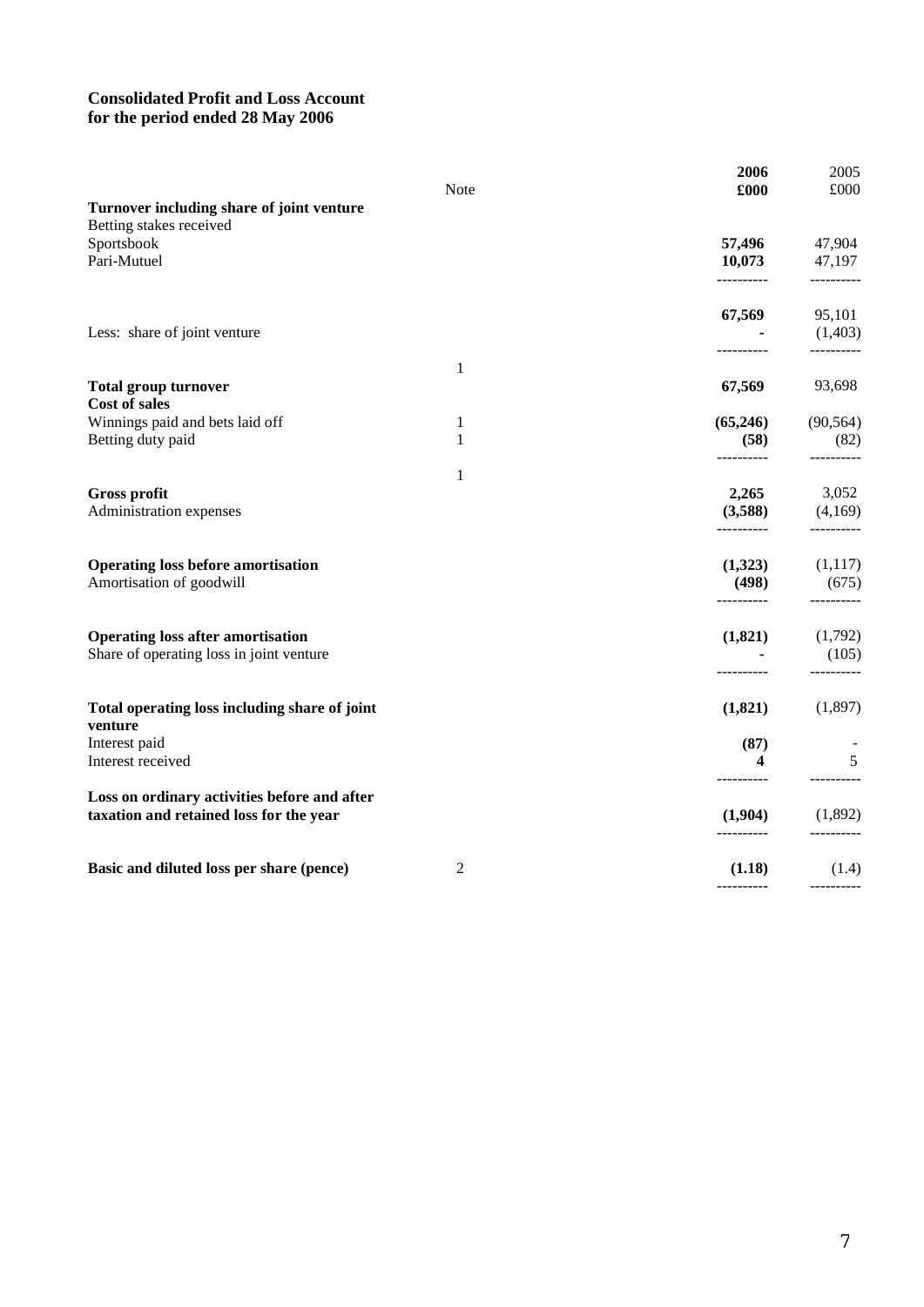**Consolidated Profit and Loss Account**
**for the period ended 28 May 2006**

| | Note | **2006** | 2005 |
|---|---|---|---|
| | | **£000** | £000 |
| **Turnover including share of joint venture** | | | |
| Betting stakes received | | | |
| Sportsbook | | **57,496** | 47,904 |
| Pari-Mutuel | | **10,073** | 47,197 |
| | | **67,569** | 95,101 |
| Less: share of joint venture | | **-** | (1,403) |
| **Total group turnover** | 1 | **67,569** | 93,698 |
| **Cost of sales** | | | |
| Winnings paid and bets laid off | 1 | **(65,246)** | (90,564) |
| Betting duty paid | 1 | **(58)** | (82) |
| **Gross profit** | 1 | **2,265** | 3,052 |
| Administration expenses | | **(3,588)** | (4,169) |
| **Operating loss before amortisation** | | **(1,323)** | (1,117) |
| Amortisation of goodwill | | **(498)** | (675) |
| **Operating loss after amortisation** | | **(1,821)** | (1,792) |
| Share of operating loss in joint venture | | **-** | (105) |
| **Total operating loss including share of joint venture** | | **(1,821)** | (1,897) |
| Interest paid | | **(87)** | - |
| Interest received | | **4** | 5 |
| **Loss on ordinary activities before and after taxation and retained loss for the year** | | **(1,904)** | (1,892) |
| **Basic and diluted loss per share (pence)** | 2 | **(1.18)** | (1.4) |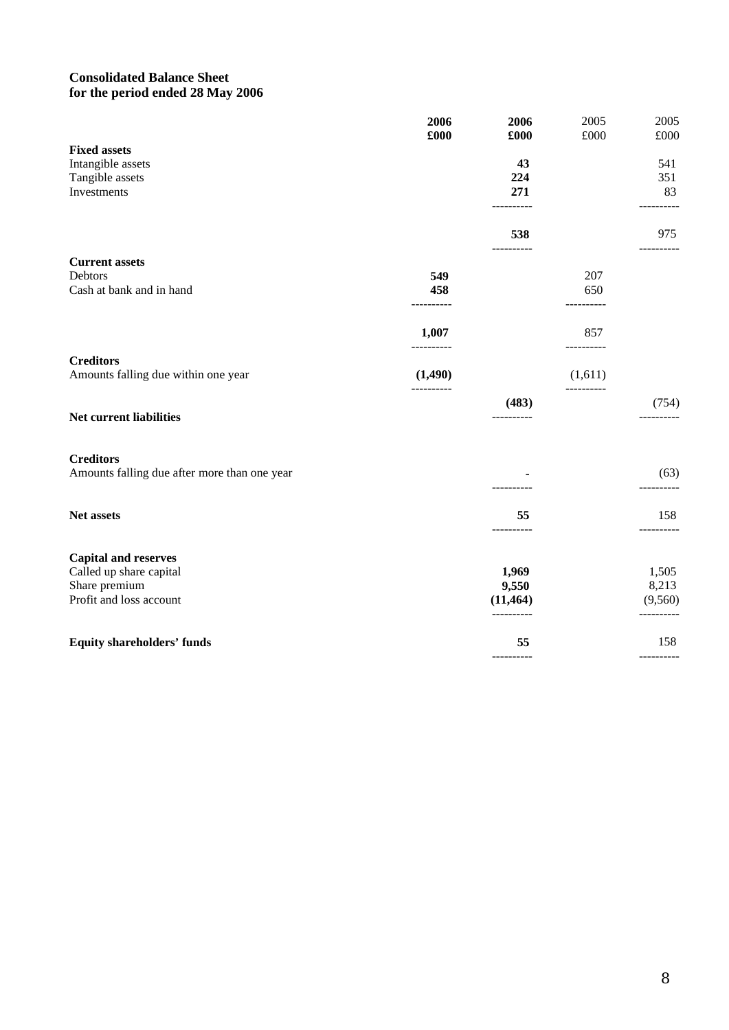**Consolidated Balance Sheet**
**for the period ended 28 May 2006**

| | 2006 | 2006 | 2005 | 2005 |
|---|---|---|---|---|
| | £000 | £000 | £000 | £000 |
| **Fixed assets** | | | | |
| Intangible assets | | 43 | | 541 |
| Tangible assets | | 224 | | 351 |
| Investments | | 271 | | 83 |
| | | 538 | | 975 |
| **Current assets** | | | | |
| Debtors | 549 | | 207 | |
| Cash at bank and in hand | 458 | | 650 | |
| | 1,007 | | 857 | |
| **Creditors** | | | | |
| Amounts falling due within one year | (1,490) | | (1,611) | |
| **Net current liabilities** | | (483) | | (754) |
| **Creditors** | | | | |
| Amounts falling due after more than one year | | - | | (63) |
| **Net assets** | | 55 | | 158 |
| **Capital and reserves** | | | | |
| Called up share capital | | 1,969 | | 1,505 |
| Share premium | | 9,550 | | 8,213 |
| Profit and loss account | | (11,464) | | (9,560) |
| **Equity shareholders' funds** | | 55 | | 158 |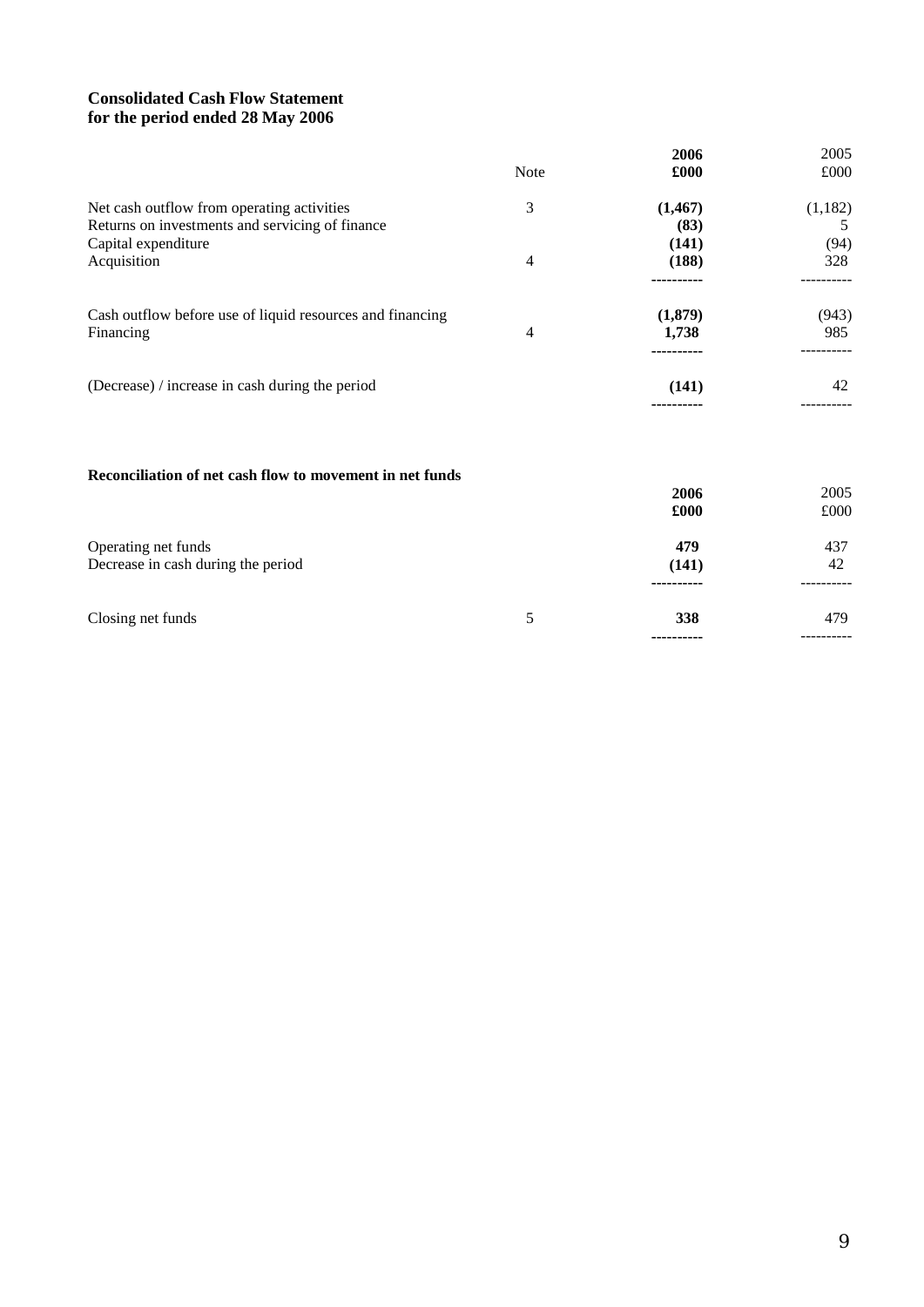**Consolidated Cash Flow Statement**
**for the period ended 28 May 2006**

| | Note | **2006** **£000** | 2005 £000 |
|---|---|---|---|
| Net cash outflow from operating activities | 3 | **(1,467)** | (1,182) |
| Returns on investments and servicing of finance | | **(83)** | 5 |
| Capital expenditure | | **(141)** | (94) |
| Acquisition | 4 | **(188)** | 328 |
| Cash outflow before use of liquid resources and financing | | **(1,879)** | (943) |
| Financing | 4 | **1,738** | 985 |
| (Decrease) / increase in cash during the period | | **(141)** | 42 |

**Reconciliation of net cash flow to movement in net funds**

| | | **2006** **£000** | 2005 £000 |
|---|---|---|---|
| Operating net funds | | **479** | 437 |
| Decrease in cash during the period | | **(141)** | 42 |
| Closing net funds | 5 | **338** | 479 |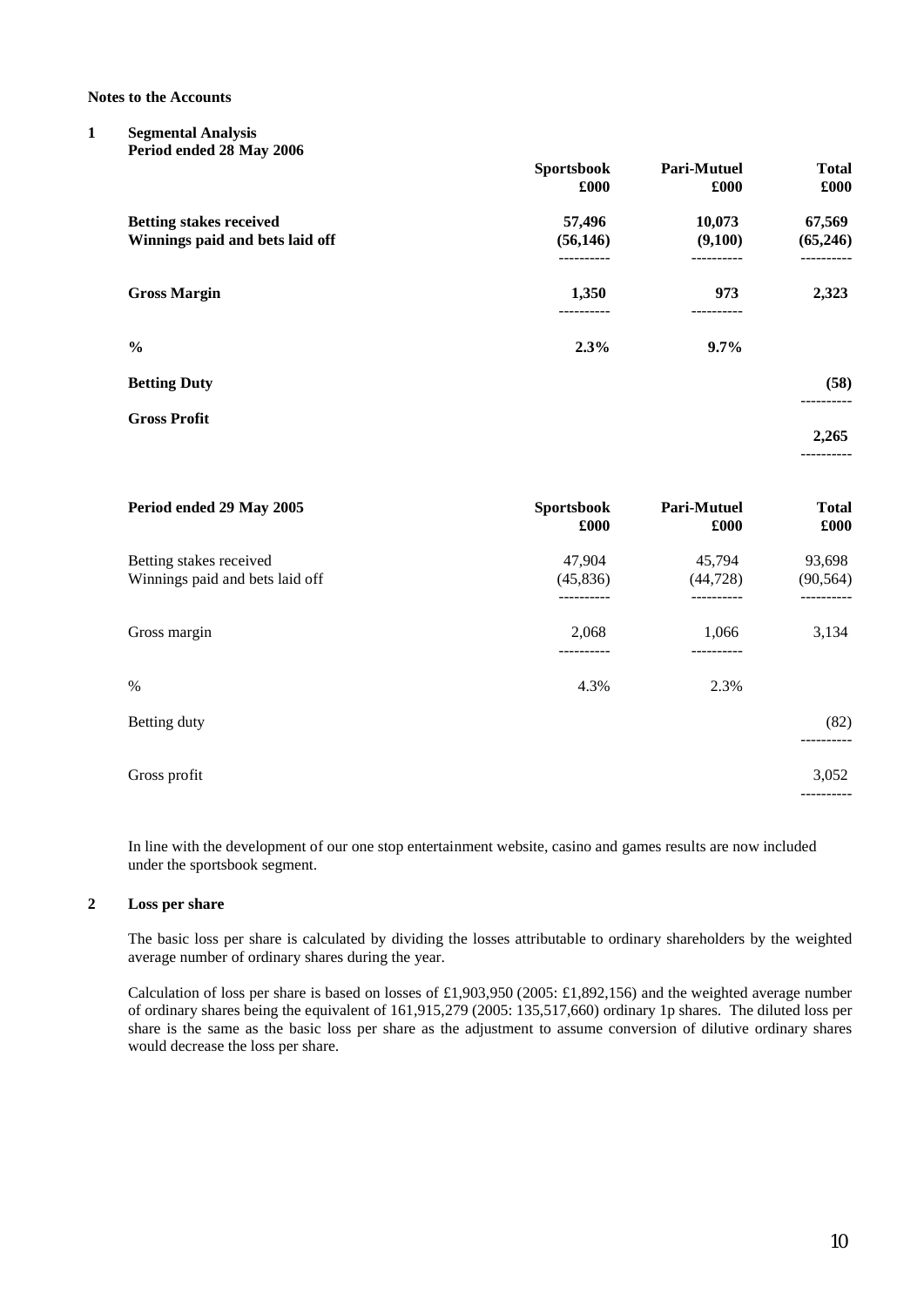**Notes to the Accounts**

**1 Segmental Analysis**

**Period ended 28 May 2006**

| | Sportsbook £000 | Pari-Mutuel £000 | Total £000 |
|---|---|---|---|
| **Betting stakes received** | **57,496** | **10,073** | **67,569** |
| **Winnings paid and bets laid off** | **(56,146)** | **(9,100)** | **(65,246)** |
| **Gross Margin** | **1,350** | **973** | **2,323** |
| **%** | **2.3%** | **9.7%** | |
| **Betting Duty** | | | **(58)** |
| **Gross Profit** | | | **2,265** |

| Period ended 29 May 2005 | Sportsbook £000 | Pari-Mutuel £000 | Total £000 |
|---|---|---|---|
| Betting stakes received | 47,904 | 45,794 | 93,698 |
| Winnings paid and bets laid off | (45,836) | (44,728) | (90,564) |
| Gross margin | 2,068 | 1,066 | 3,134 |
| % | 4.3% | 2.3% | |
| Betting duty | | | (82) |
| Gross profit | | | 3,052 |

In line with the development of our one stop entertainment website, casino and games results are now included under the sportsbook segment.

**2 Loss per share**

The basic loss per share is calculated by dividing the losses attributable to ordinary shareholders by the weighted average number of ordinary shares during the year.

Calculation of loss per share is based on losses of £1,903,950 (2005: £1,892,156) and the weighted average number of ordinary shares being the equivalent of 161,915,279 (2005: 135,517,660) ordinary 1p shares. The diluted loss per share is the same as the basic loss per share as the adjustment to assume conversion of dilutive ordinary shares would decrease the loss per share.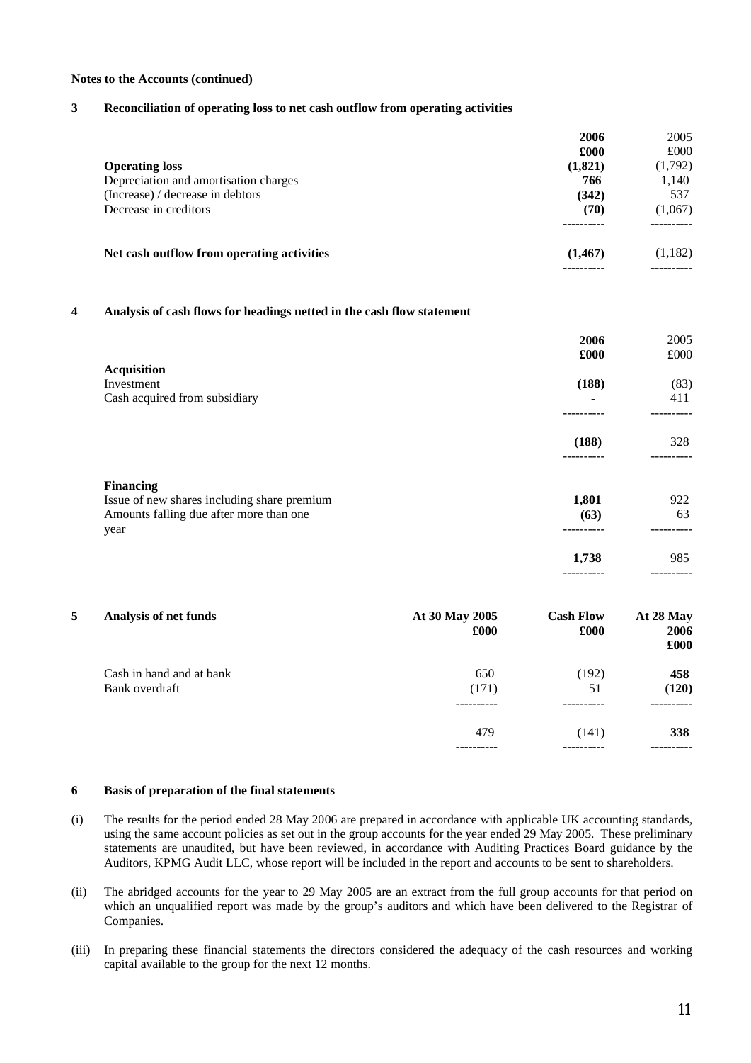**Notes to the Accounts (continued)**

## 3 Reconciliation of operating loss to net cash outflow from operating activities

| | **2006** | 2005 |
|---|---|---|
| | **£000** | £000 |
| **Operating loss** | **(1,821)** | (1,792) |
| Depreciation and amortisation charges | **766** | 1,140 |
| (Increase) / decrease in debtors | **(342)** | 537 |
| Decrease in creditors | **(70)** | (1,067) |
| **Net cash outflow from operating activities** | **(1,467)** | (1,182) |

## 4 Analysis of cash flows for headings netted in the cash flow statement

| | **2006** | 2005 |
|---|---|---|
| | **£000** | £000 |
| **Acquisition** | | |
| Investment | **(188)** | (83) |
| Cash acquired from subsidiary | **-** | 411 |
| | **(188)** | 328 |
| **Financing** | | |
| Issue of new shares including share premium | **1,801** | 922 |
| Amounts falling due after more than one year | **(63)** | 63 |
| | **1,738** | 985 |

## 5 Analysis of net funds

| | At 30 May 2005 £000 | Cash Flow £000 | At 28 May 2006 £000 |
|---|---|---|---|
| Cash in hand and at bank | 650 | (192) | **458** |
| Bank overdraft | (171) | 51 | **(120)** |
| | 479 | (141) | **338** |

## 6 Basis of preparation of the final statements

(i) The results for the period ended 28 May 2006 are prepared in accordance with applicable UK accounting standards, using the same account policies as set out in the group accounts for the year ended 29 May 2005. These preliminary statements are unaudited, but have been reviewed, in accordance with Auditing Practices Board guidance by the Auditors, KPMG Audit LLC, whose report will be included in the report and accounts to be sent to shareholders.

(ii) The abridged accounts for the year to 29 May 2005 are an extract from the full group accounts for that period on which an unqualified report was made by the group's auditors and which have been delivered to the Registrar of Companies.

(iii) In preparing these financial statements the directors considered the adequacy of the cash resources and working capital available to the group for the next 12 months.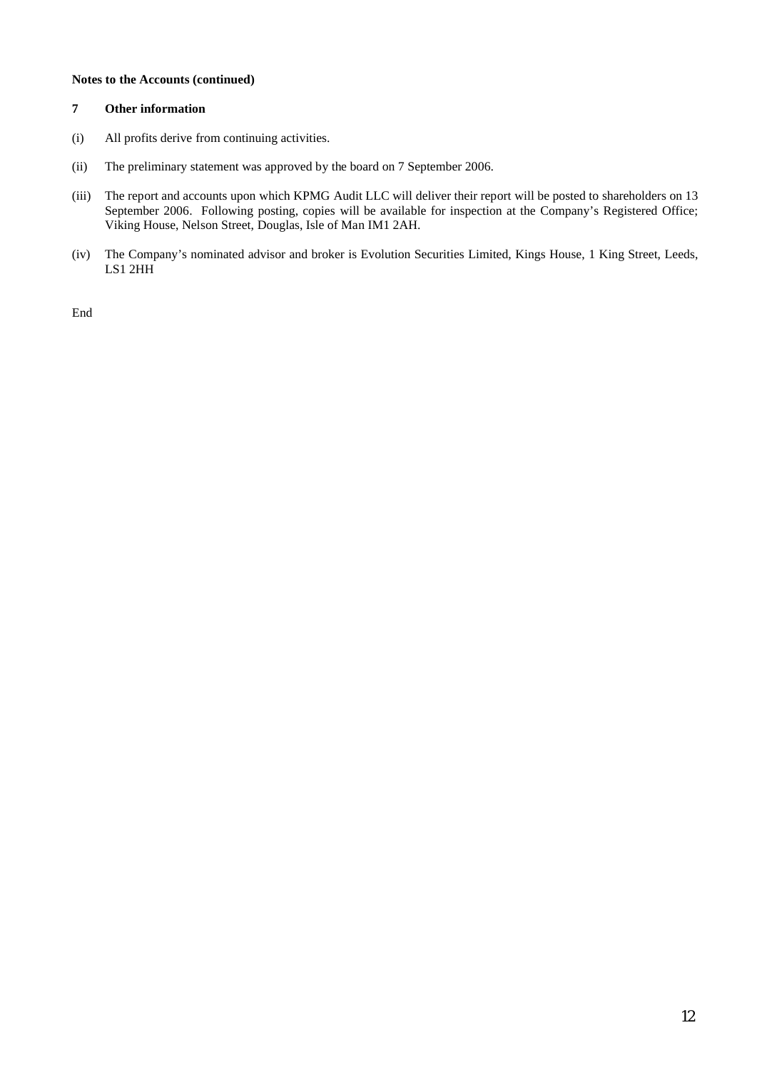**Notes to the Accounts (continued)**

**7 Other information**

(i) All profits derive from continuing activities.

(ii) The preliminary statement was approved by the board on 7 September 2006.

(iii) The report and accounts upon which KPMG Audit LLC will deliver their report will be posted to shareholders on 13 September 2006. Following posting, copies will be available for inspection at the Company's Registered Office; Viking House, Nelson Street, Douglas, Isle of Man IM1 2AH.

(iv) The Company's nominated advisor and broker is Evolution Securities Limited, Kings House, 1 King Street, Leeds, LS1 2HH

End